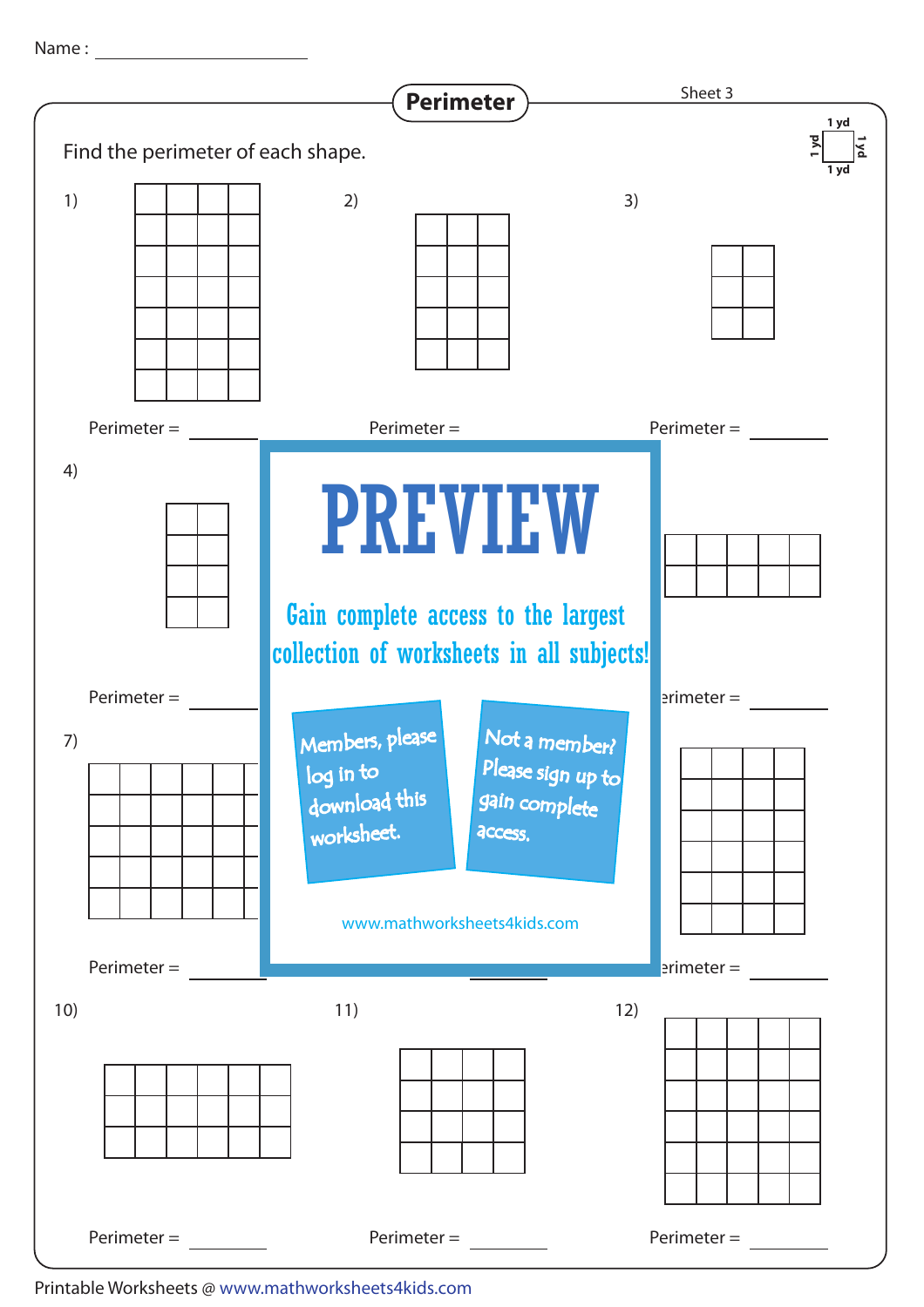Name : ____________________

# Perimeter

Sheet 3

Find the perimeter of each shape.

1 yd

1) Perimeter = ________

2) Perimeter =

3) Perimeter = ________

4) Perimeter = ________

erimeter = ________

# PREVIEW

Gain complete access to the largest collection of worksheets in all subjects!

Members, please log in to download this worksheet.

Not a member? Please sign up to gain complete access.

www.mathworksheets4kids.com

7) Perimeter = ________

erimeter = ________

10) Perimeter = ________

11) Perimeter = ________

12) Perimeter = ________

Printable Worksheets @ www.mathworksheets4kids.com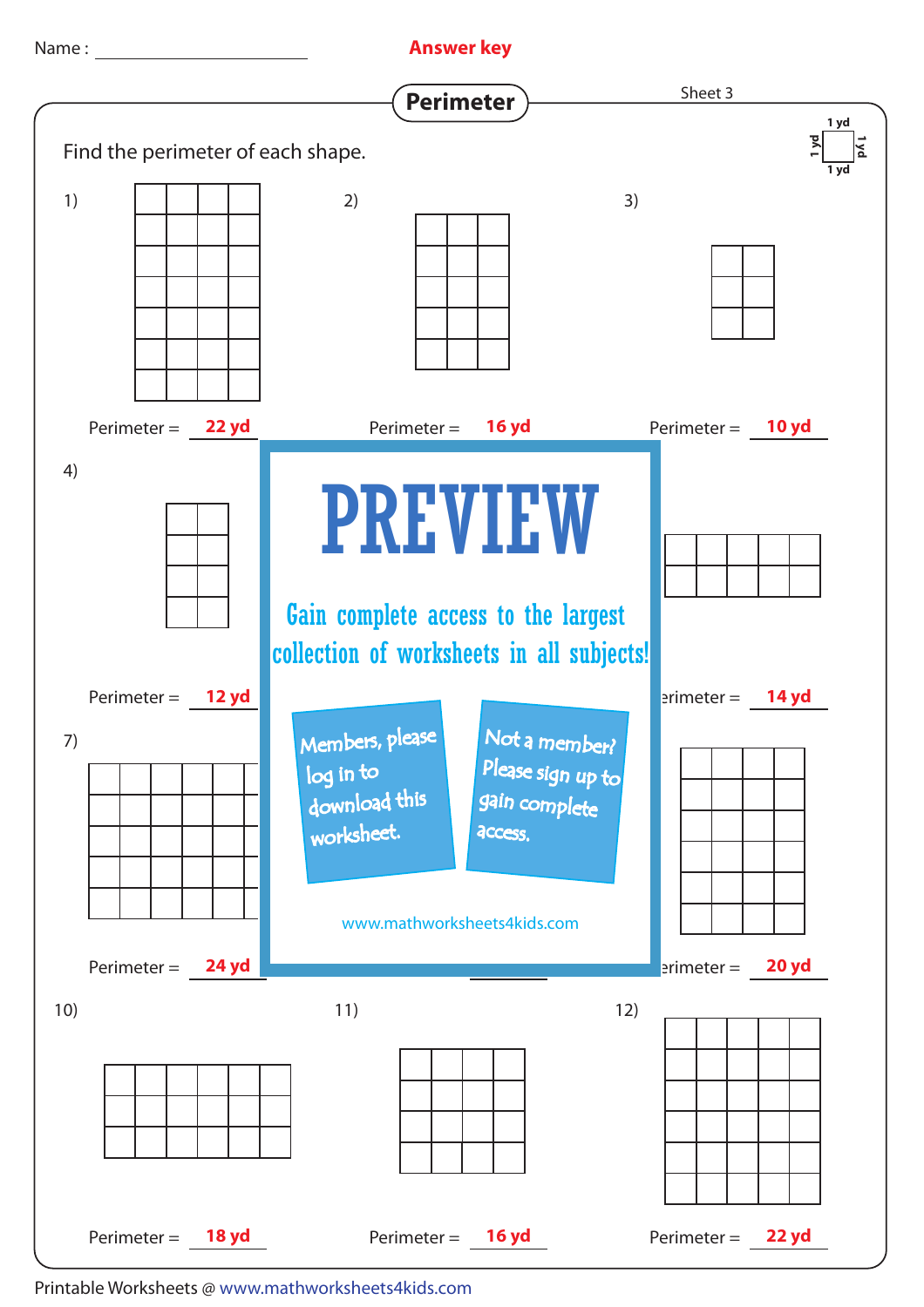Name : \_\_\_\_\_\_\_\_\_\_\_\_\_\_\_\_\_\_\_\_\_\_

**Answer key**

# Perimeter

Sheet 3

Find the perimeter of each shape.

1 yd

1) Perimeter = **22 yd**

2) Perimeter = **16 yd**

3) Perimeter = **10 yd**

4) Perimeter = **12 yd**

5)

6) Perimeter = **14 yd**

7) Perimeter = **24 yd**

8)

9) Perimeter = **20 yd**

10) Perimeter = **18 yd**

11) Perimeter = **16 yd**

12) Perimeter = **22 yd**

**PREVIEW**

Gain complete access to the largest collection of worksheets in all subjects!

Members, please log in to download this worksheet.

Not a member? Please sign up to gain complete access.

www.mathworksheets4kids.com

Printable Worksheets @ www.mathworksheets4kids.com